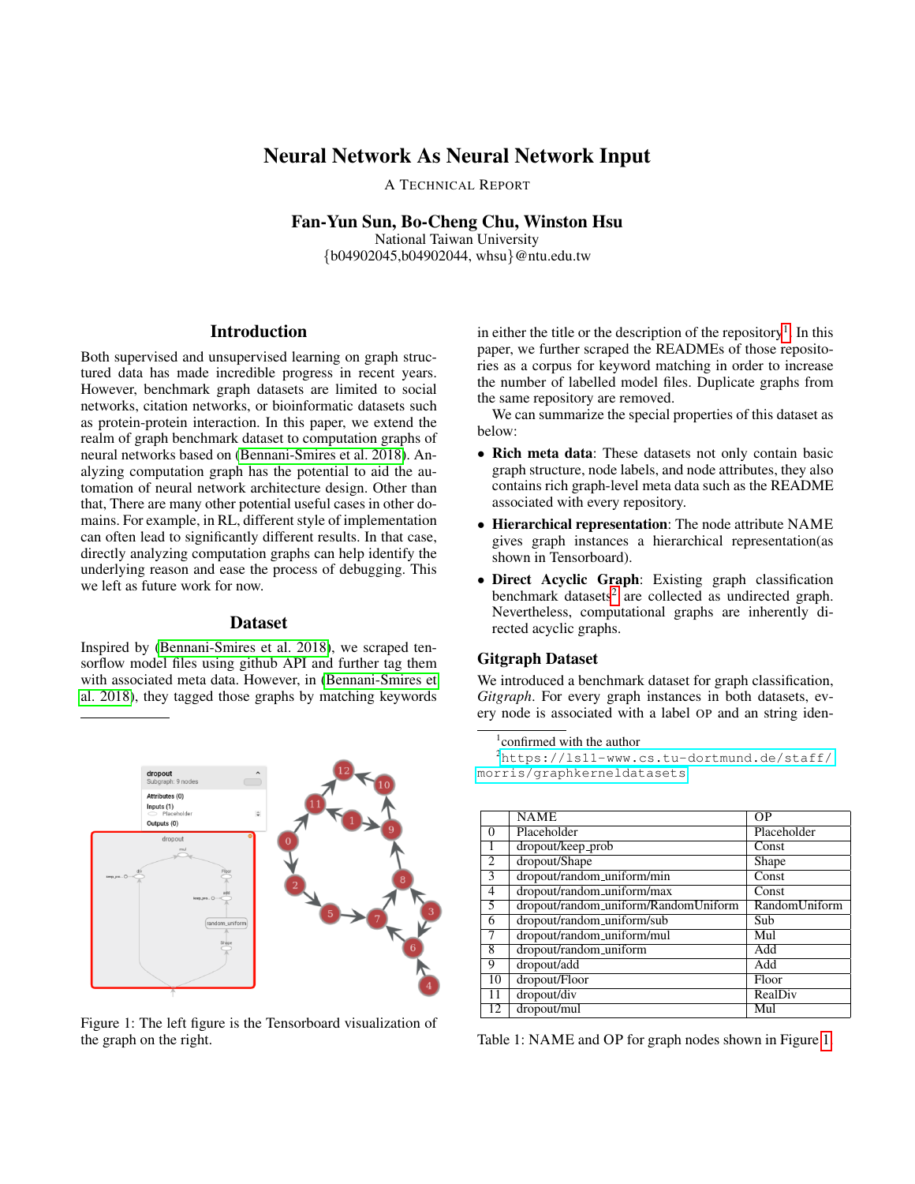# Neural Network As Neural Network Input

A Technical Report

**Fan-Yun Sun, Bo-Cheng Chu, Winston Hsu**
National Taiwan University
{b04902045,b04902044, whsu}@ntu.edu.tw

## Introduction

Both supervised and unsupervised learning on graph structured data has made incredible progress in recent years. However, benchmark graph datasets are limited to social networks, citation networks, or bioinformatic datasets such as protein-protein interaction. In this paper, we extend the realm of graph benchmark dataset to computation graphs of neural networks based on (Bennani-Smires et al. 2018). Analyzing computation graph has the potential to aid the automation of neural network architecture design. Other than that, There are many other potential useful cases in other domains. For example, in RL, different style of implementation can often lead to significantly different results. In that case, directly analyzing computation graphs can help identify the underlying reason and ease the process of debugging. This we left as future work for now.

## Dataset

Inspired by (Bennani-Smires et al. 2018), we scraped tensorflow model files using github API and further tag them with associated meta data. However, in (Bennani-Smires et al. 2018), they tagged those graphs by matching keywords in either the title or the description of the repository[1]. In this paper, we further scraped the READMEs of those repositories as a corpus for keyword matching in order to increase the number of labelled model files. Duplicate graphs from the same repository are removed.

We can summarize the special properties of this dataset as below:

- **Rich meta data**: These datasets not only contain basic graph structure, node labels, and node attributes, they also contains rich graph-level meta data such as the README associated with every repository.
- **Hierarchical representation**: The node attribute NAME gives graph instances a hierarchical representation(as shown in Tensorboard).
- **Direct Acyclic Graph**: Existing graph classification benchmark datasets[2] are collected as undirected graph. Nevertheless, computational graphs are inherently directed acyclic graphs.

### Gitgraph Dataset

We introduced a benchmark dataset for graph classification, *Gitgraph*. For every graph instances in both datasets, every node is associated with a label OP and an string iden-

[1] confirmed with the author

[2] https://ls11-www.cs.tu-dortmund.de/staff/morris/graphkerneldatasets

Figure 1: The left figure is the Tensorboard visualization of the graph on the right.

| | NAME | OP |
|---|---|---|
| 0 | Placeholder | Placeholder |
| 1 | dropout/keep_prob | Const |
| 2 | dropout/Shape | Shape |
| 3 | dropout/random_uniform/min | Const |
| 4 | dropout/random_uniform/max | Const |
| 5 | dropout/random_uniform/RandomUniform | RandomUniform |
| 6 | dropout/random_uniform/sub | Sub |
| 7 | dropout/random_uniform/mul | Mul |
| 8 | dropout/random_uniform | Add |
| 9 | dropout/add | Add |
| 10 | dropout/Floor | Floor |
| 11 | dropout/div | RealDiv |
| 12 | dropout/mul | Mul |

Table 1: NAME and OP for graph nodes shown in Figure 1.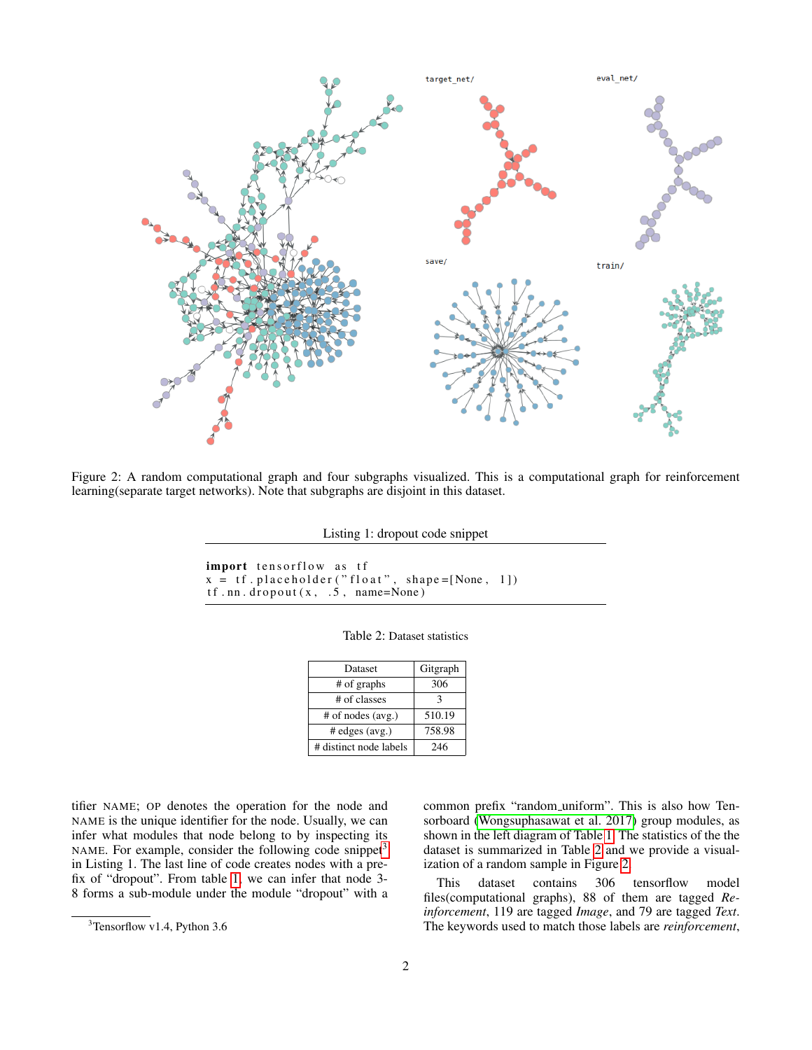Figure 2: A random computational graph and four subgraphs visualized. This is a computational graph for reinforcement learning(separate target networks). Note that subgraphs are disjoint in this dataset.

Listing 1: dropout code snippet

```
import tensorflow as tf
x = tf.placeholder("float", shape=[None, 1])
tf.nn.dropout(x, .5, name=None)
```

Table 2: Dataset statistics

| Dataset | Gitgraph |
|---|---|
| # of graphs | 306 |
| # of classes | 3 |
| # of nodes (avg.) | 510.19 |
| # edges (avg.) | 758.98 |
| # distinct node labels | 246 |

tifier NAME; OP denotes the operation for the node and NAME is the unique identifier for the node. Usually, we can infer what modules that node belong to by inspecting its NAME. For example, consider the following code snippet[3] in Listing 1. The last line of code creates nodes with a prefix of "dropout". From table 1, we can infer that node 3-8 forms a sub-module under the module "dropout" with a common prefix "random_uniform". This is also how Tensorboard (Wongsuphasawat et al. 2017) group modules, as shown in the left diagram of Table 1. The statistics of the the dataset is summarized in Table 2 and we provide a visualization of a random sample in Figure 2.

This dataset contains 306 tensorflow model files(computational graphs), 88 of them are tagged *Reinforcement*, 119 are tagged *Image*, and 79 are tagged *Text*. The keywords used to match those labels are *reinforcement*,

[3] Tensorflow v1.4, Python 3.6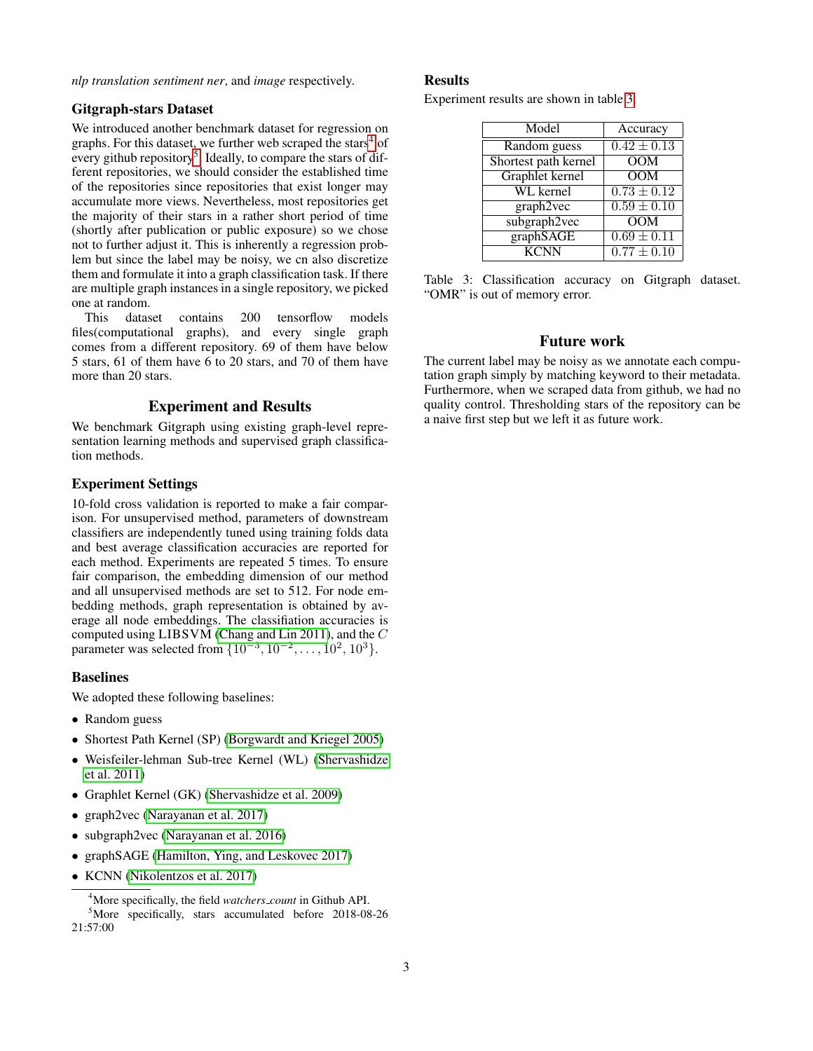*nlp translation sentiment ner*, and *image* respectively.

### Gitgraph-stars Dataset

We introduced another benchmark dataset for regression on graphs. For this dataset, we further web scraped the stars[4] of every github repository[5]. Ideally, to compare the stars of different repositories, we should consider the established time of the repositories since repositories that exist longer may accumulate more views. Nevertheless, most repositories get the majority of their stars in a rather short period of time (shortly after publication or public exposure) so we chose not to further adjust it. This is inherently a regression problem but since the label may be noisy, we cn also discretize them and formulate it into a graph classification task. If there are multiple graph instances in a single repository, we picked one at random.

This dataset contains 200 tensorflow models files(computational graphs), and every single graph comes from a different repository. 69 of them have below 5 stars, 61 of them have 6 to 20 stars, and 70 of them have more than 20 stars.

## Experiment and Results

We benchmark Gitgraph using existing graph-level representation learning methods and supervised graph classification methods.

### Experiment Settings

10-fold cross validation is reported to make a fair comparison. For unsupervised method, parameters of downstream classifiers are independently tuned using training folds data and best average classification accuracies are reported for each method. Experiments are repeated 5 times. To ensure fair comparison, the embedding dimension of our method and all unsupervised methods are set to 512. For node embedding methods, graph representation is obtained by average all node embeddings. The classification accuracies is computed using LIBSVM (Chang and Lin 2011), and the $C$ parameter was selected from $\{10^{-3}, 10^{-2}, \ldots, 10^{2}, 10^{3}\}$.

### Baselines

We adopted these following baselines:

- Random guess
- Shortest Path Kernel (SP) (Borgwardt and Kriegel 2005)
- Weisfeiler-lehman Sub-tree Kernel (WL) (Shervashidze et al. 2011)
- Graphlet Kernel (GK) (Shervashidze et al. 2009)
- graph2vec (Narayanan et al. 2017)
- subgraph2vec (Narayanan et al. 2016)
- graphSAGE (Hamilton, Ying, and Leskovec 2017)
- KCNN (Nikolentzos et al. 2017)

[4]More specifically, the field *watchers_count* in Github API.

[5]More specifically, stars accumulated before 2018-08-26 21:57:00

### Results

Experiment results are shown in table 3.

| Model | Accuracy |
|---|---|
| Random guess | $0.42 \pm 0.13$ |
| Shortest path kernel | OOM |
| Graphlet kernel | OOM |
| WL kernel | $0.73 \pm 0.12$ |
| graph2vec | $0.59 \pm 0.10$ |
| subgraph2vec | OOM |
| graphSAGE | $0.69 \pm 0.11$ |
| KCNN | $0.77 \pm 0.10$ |

Table 3: Classification accuracy on Gitgraph dataset. "OMR" is out of memory error.

## Future work

The current label may be noisy as we annotate each computation graph simply by matching keyword to their metadata. Furthermore, when we scraped data from github, we had no quality control. Thresholding stars of the repository can be a naive first step but we left it as future work.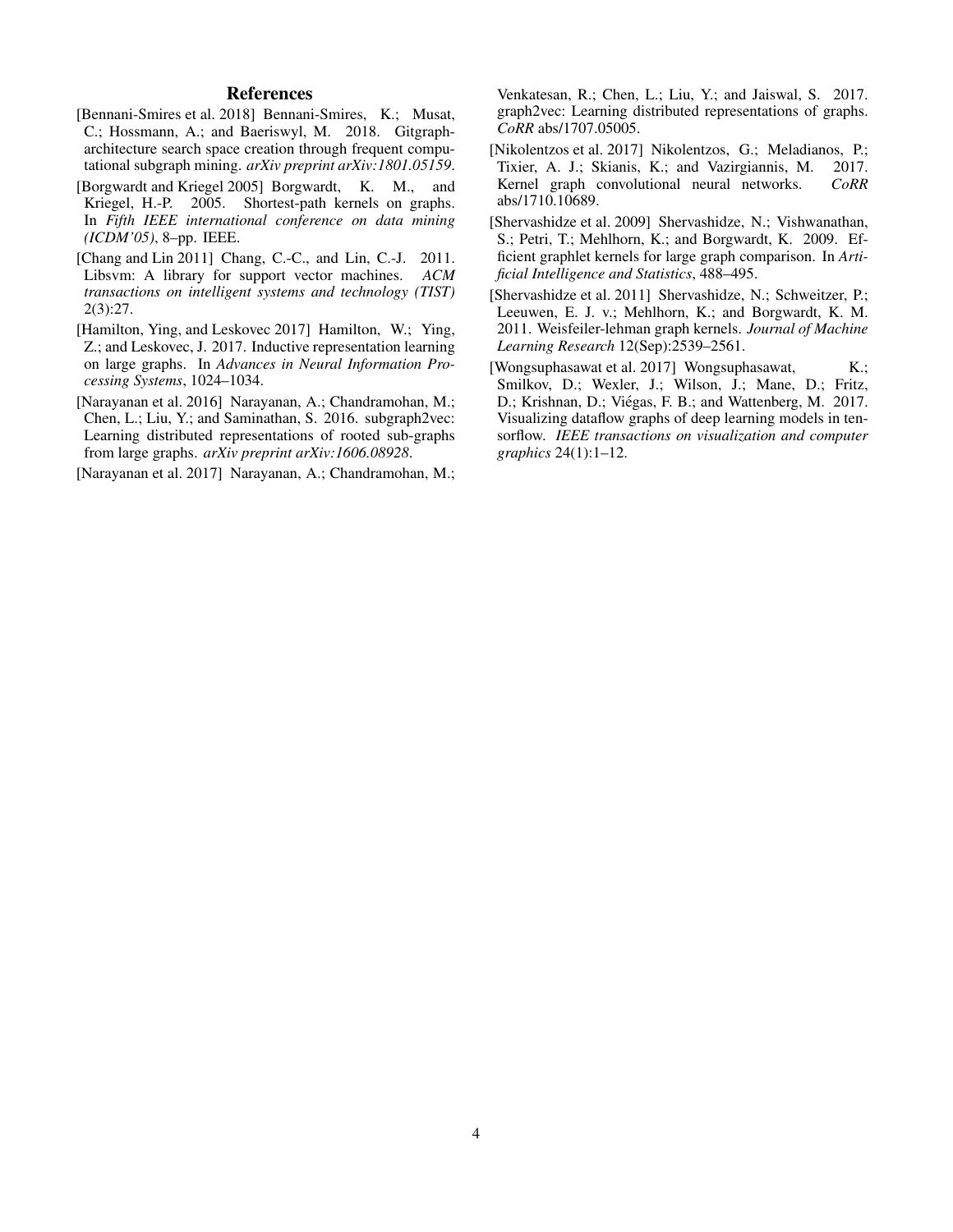# References

[Bennani-Smires et al. 2018] Bennani-Smires, K.; Musat, C.; Hossmann, A.; and Baeriswyl, M. 2018. Gitgraph-architecture search space creation through frequent computational subgraph mining. *arXiv preprint arXiv:1801.05159*.

[Borgwardt and Kriegel 2005] Borgwardt, K. M., and Kriegel, H.-P. 2005. Shortest-path kernels on graphs. In *Fifth IEEE international conference on data mining (ICDM'05)*, 8–pp. IEEE.

[Chang and Lin 2011] Chang, C.-C., and Lin, C.-J. 2011. Libsvm: A library for support vector machines. *ACM transactions on intelligent systems and technology (TIST)* 2(3):27.

[Hamilton, Ying, and Leskovec 2017] Hamilton, W.; Ying, Z.; and Leskovec, J. 2017. Inductive representation learning on large graphs. In *Advances in Neural Information Processing Systems*, 1024–1034.

[Narayanan et al. 2016] Narayanan, A.; Chandramohan, M.; Chen, L.; Liu, Y.; and Saminathan, S. 2016. subgraph2vec: Learning distributed representations of rooted sub-graphs from large graphs. *arXiv preprint arXiv:1606.08928*.

[Narayanan et al. 2017] Narayanan, A.; Chandramohan, M.; Venkatesan, R.; Chen, L.; Liu, Y.; and Jaiswal, S. 2017. graph2vec: Learning distributed representations of graphs. *CoRR* abs/1707.05005.

[Nikolentzos et al. 2017] Nikolentzos, G.; Meladianos, P.; Tixier, A. J.; Skianis, K.; and Vazirgiannis, M. 2017. Kernel graph convolutional neural networks. *CoRR* abs/1710.10689.

[Shervashidze et al. 2009] Shervashidze, N.; Vishwanathan, S.; Petri, T.; Mehlhorn, K.; and Borgwardt, K. 2009. Efficient graphlet kernels for large graph comparison. In *Artificial Intelligence and Statistics*, 488–495.

[Shervashidze et al. 2011] Shervashidze, N.; Schweitzer, P.; Leeuwen, E. J. v.; Mehlhorn, K.; and Borgwardt, K. M. 2011. Weisfeiler-lehman graph kernels. *Journal of Machine Learning Research* 12(Sep):2539–2561.

[Wongsuphasawat et al. 2017] Wongsuphasawat, K.; Smilkov, D.; Wexler, J.; Wilson, J.; Mane, D.; Fritz, D.; Krishnan, D.; Viégas, F. B.; and Wattenberg, M. 2017. Visualizing dataflow graphs of deep learning models in tensorflow. *IEEE transactions on visualization and computer graphics* 24(1):1–12.